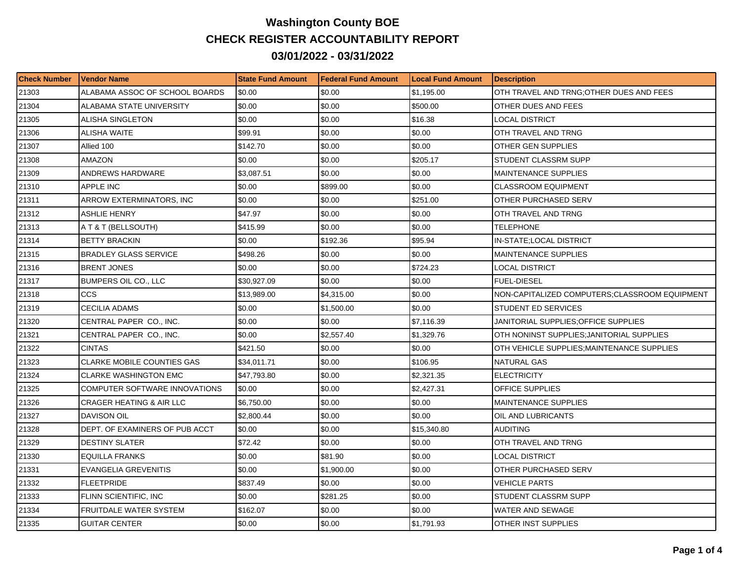# Washington County BOE

## CHECK REGISTER ACCOUNTABILITY REPORT

## 03/01/2022 - 03/31/2022

| Check Number | Vendor Name | State Fund Amount | Federal Fund Amount | Local Fund Amount | Description |
|---|---|---|---|---|---|
| 21303 | ALABAMA ASSOC OF SCHOOL BOARDS | $0.00 | $0.00 | $1,195.00 | OTH TRAVEL AND TRNG;OTHER DUES AND FEES |
| 21304 | ALABAMA STATE UNIVERSITY | $0.00 | $0.00 | $500.00 | OTHER DUES AND FEES |
| 21305 | ALISHA SINGLETON | $0.00 | $0.00 | $16.38 | LOCAL DISTRICT |
| 21306 | ALISHA WAITE | $99.91 | $0.00 | $0.00 | OTH TRAVEL AND TRNG |
| 21307 | Allied 100 | $142.70 | $0.00 | $0.00 | OTHER GEN SUPPLIES |
| 21308 | AMAZON | $0.00 | $0.00 | $205.17 | STUDENT CLASSRM SUPP |
| 21309 | ANDREWS HARDWARE | $3,087.51 | $0.00 | $0.00 | MAINTENANCE SUPPLIES |
| 21310 | APPLE INC | $0.00 | $899.00 | $0.00 | CLASSROOM EQUIPMENT |
| 21311 | ARROW EXTERMINATORS, INC | $0.00 | $0.00 | $251.00 | OTHER PURCHASED SERV |
| 21312 | ASHLIE HENRY | $47.97 | $0.00 | $0.00 | OTH TRAVEL AND TRNG |
| 21313 | A T & T (BELLSOUTH) | $415.99 | $0.00 | $0.00 | TELEPHONE |
| 21314 | BETTY BRACKIN | $0.00 | $192.36 | $95.94 | IN-STATE;LOCAL DISTRICT |
| 21315 | BRADLEY GLASS SERVICE | $498.26 | $0.00 | $0.00 | MAINTENANCE SUPPLIES |
| 21316 | BRENT JONES | $0.00 | $0.00 | $724.23 | LOCAL DISTRICT |
| 21317 | BUMPERS OIL CO., LLC | $30,927.09 | $0.00 | $0.00 | FUEL-DIESEL |
| 21318 | CCS | $13,989.00 | $4,315.00 | $0.00 | NON-CAPITALIZED COMPUTERS;CLASSROOM EQUIPMENT |
| 21319 | CECILIA ADAMS | $0.00 | $1,500.00 | $0.00 | STUDENT ED SERVICES |
| 21320 | CENTRAL PAPER CO., INC. | $0.00 | $0.00 | $7,116.39 | JANITORIAL SUPPLIES;OFFICE SUPPLIES |
| 21321 | CENTRAL PAPER CO., INC. | $0.00 | $2,557.40 | $1,329.76 | OTH NONINST SUPPLIES;JANITORIAL SUPPLIES |
| 21322 | CINTAS | $421.50 | $0.00 | $0.00 | OTH VEHICLE SUPPLIES;MAINTENANCE SUPPLIES |
| 21323 | CLARKE MOBILE COUNTIES GAS | $34,011.71 | $0.00 | $106.95 | NATURAL GAS |
| 21324 | CLARKE WASHINGTON EMC | $47,793.80 | $0.00 | $2,321.35 | ELECTRICITY |
| 21325 | COMPUTER SOFTWARE INNOVATIONS | $0.00 | $0.00 | $2,427.31 | OFFICE SUPPLIES |
| 21326 | CRAGER HEATING & AIR LLC | $6,750.00 | $0.00 | $0.00 | MAINTENANCE SUPPLIES |
| 21327 | DAVISON OIL | $2,800.44 | $0.00 | $0.00 | OIL AND LUBRICANTS |
| 21328 | DEPT. OF EXAMINERS OF PUB ACCT | $0.00 | $0.00 | $15,340.80 | AUDITING |
| 21329 | DESTINY SLATER | $72.42 | $0.00 | $0.00 | OTH TRAVEL AND TRNG |
| 21330 | EQUILLA FRANKS | $0.00 | $81.90 | $0.00 | LOCAL DISTRICT |
| 21331 | EVANGELIA GREVENITIS | $0.00 | $1,900.00 | $0.00 | OTHER PURCHASED SERV |
| 21332 | FLEETPRIDE | $837.49 | $0.00 | $0.00 | VEHICLE PARTS |
| 21333 | FLINN SCIENTIFIC, INC | $0.00 | $281.25 | $0.00 | STUDENT CLASSRM SUPP |
| 21334 | FRUITDALE WATER SYSTEM | $162.07 | $0.00 | $0.00 | WATER AND SEWAGE |
| 21335 | GUITAR CENTER | $0.00 | $0.00 | $1,791.93 | OTHER INST SUPPLIES |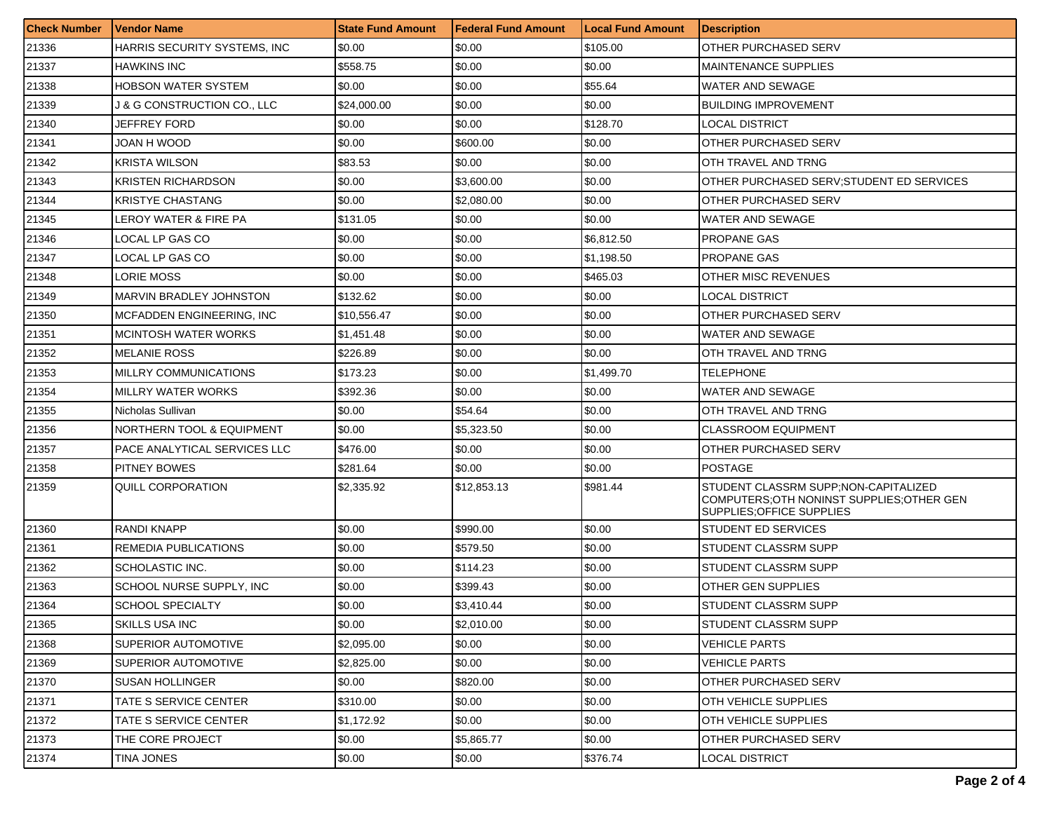| Check Number | Vendor Name | State Fund Amount | Federal Fund Amount | Local Fund Amount | Description |
|---|---|---|---|---|---|
| 21336 | HARRIS SECURITY SYSTEMS, INC | $0.00 | $0.00 | $105.00 | OTHER PURCHASED SERV |
| 21337 | HAWKINS INC | $558.75 | $0.00 | $0.00 | MAINTENANCE SUPPLIES |
| 21338 | HOBSON WATER SYSTEM | $0.00 | $0.00 | $55.64 | WATER AND SEWAGE |
| 21339 | J & G CONSTRUCTION CO., LLC | $24,000.00 | $0.00 | $0.00 | BUILDING IMPROVEMENT |
| 21340 | JEFFREY FORD | $0.00 | $0.00 | $128.70 | LOCAL DISTRICT |
| 21341 | JOAN H WOOD | $0.00 | $600.00 | $0.00 | OTHER PURCHASED SERV |
| 21342 | KRISTA WILSON | $83.53 | $0.00 | $0.00 | OTH TRAVEL AND TRNG |
| 21343 | KRISTEN RICHARDSON | $0.00 | $3,600.00 | $0.00 | OTHER PURCHASED SERV;STUDENT ED SERVICES |
| 21344 | KRISTYE CHASTANG | $0.00 | $2,080.00 | $0.00 | OTHER PURCHASED SERV |
| 21345 | LEROY WATER & FIRE PA | $131.05 | $0.00 | $0.00 | WATER AND SEWAGE |
| 21346 | LOCAL LP GAS CO | $0.00 | $0.00 | $6,812.50 | PROPANE GAS |
| 21347 | LOCAL LP GAS CO | $0.00 | $0.00 | $1,198.50 | PROPANE GAS |
| 21348 | LORIE MOSS | $0.00 | $0.00 | $465.03 | OTHER MISC REVENUES |
| 21349 | MARVIN BRADLEY JOHNSTON | $132.62 | $0.00 | $0.00 | LOCAL DISTRICT |
| 21350 | MCFADDEN ENGINEERING, INC | $10,556.47 | $0.00 | $0.00 | OTHER PURCHASED SERV |
| 21351 | MCINTOSH WATER WORKS | $1,451.48 | $0.00 | $0.00 | WATER AND SEWAGE |
| 21352 | MELANIE ROSS | $226.89 | $0.00 | $0.00 | OTH TRAVEL AND TRNG |
| 21353 | MILLRY COMMUNICATIONS | $173.23 | $0.00 | $1,499.70 | TELEPHONE |
| 21354 | MILLRY WATER WORKS | $392.36 | $0.00 | $0.00 | WATER AND SEWAGE |
| 21355 | Nicholas Sullivan | $0.00 | $54.64 | $0.00 | OTH TRAVEL AND TRNG |
| 21356 | NORTHERN TOOL & EQUIPMENT | $0.00 | $5,323.50 | $0.00 | CLASSROOM EQUIPMENT |
| 21357 | PACE ANALYTICAL SERVICES LLC | $476.00 | $0.00 | $0.00 | OTHER PURCHASED SERV |
| 21358 | PITNEY BOWES | $281.64 | $0.00 | $0.00 | POSTAGE |
| 21359 | QUILL CORPORATION | $2,335.92 | $12,853.13 | $981.44 | STUDENT CLASSRM SUPP;NON-CAPITALIZED COMPUTERS;OTH NONINST SUPPLIES;OTHER GEN SUPPLIES;OFFICE SUPPLIES |
| 21360 | RANDI KNAPP | $0.00 | $990.00 | $0.00 | STUDENT ED SERVICES |
| 21361 | REMEDIA PUBLICATIONS | $0.00 | $579.50 | $0.00 | STUDENT CLASSRM SUPP |
| 21362 | SCHOLASTIC INC. | $0.00 | $114.23 | $0.00 | STUDENT CLASSRM SUPP |
| 21363 | SCHOOL NURSE SUPPLY, INC | $0.00 | $399.43 | $0.00 | OTHER GEN SUPPLIES |
| 21364 | SCHOOL SPECIALTY | $0.00 | $3,410.44 | $0.00 | STUDENT CLASSRM SUPP |
| 21365 | SKILLS USA INC | $0.00 | $2,010.00 | $0.00 | STUDENT CLASSRM SUPP |
| 21368 | SUPERIOR AUTOMOTIVE | $2,095.00 | $0.00 | $0.00 | VEHICLE PARTS |
| 21369 | SUPERIOR AUTOMOTIVE | $2,825.00 | $0.00 | $0.00 | VEHICLE PARTS |
| 21370 | SUSAN HOLLINGER | $0.00 | $820.00 | $0.00 | OTHER PURCHASED SERV |
| 21371 | TATE S SERVICE CENTER | $310.00 | $0.00 | $0.00 | OTH VEHICLE SUPPLIES |
| 21372 | TATE S SERVICE CENTER | $1,172.92 | $0.00 | $0.00 | OTH VEHICLE SUPPLIES |
| 21373 | THE CORE PROJECT | $0.00 | $5,865.77 | $0.00 | OTHER PURCHASED SERV |
| 21374 | TINA JONES | $0.00 | $0.00 | $376.74 | LOCAL DISTRICT |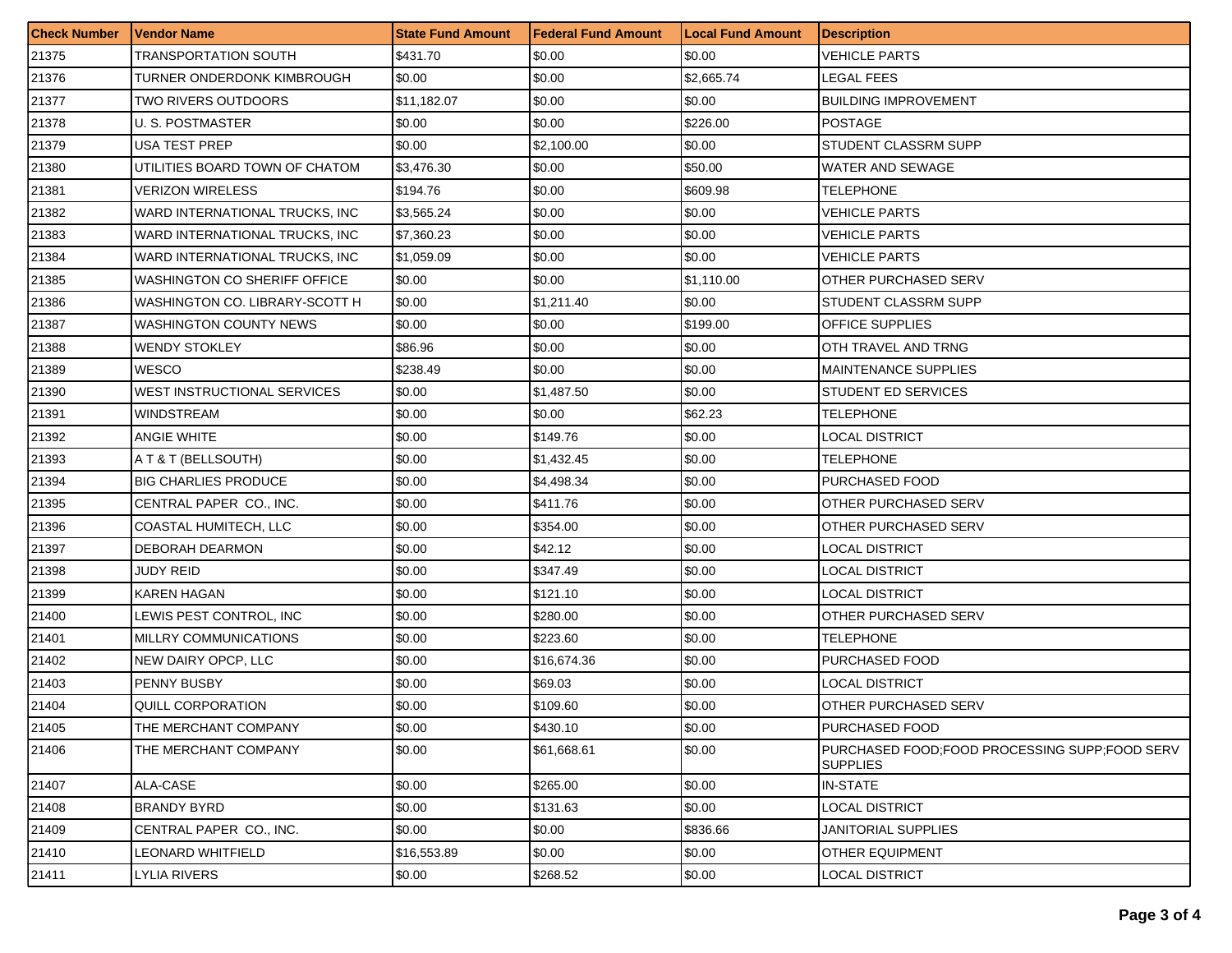| Check Number | Vendor Name | State Fund Amount | Federal Fund Amount | Local Fund Amount | Description |
|---|---|---|---|---|---|
| 21375 | TRANSPORTATION SOUTH | $431.70 | $0.00 | $0.00 | VEHICLE PARTS |
| 21376 | TURNER ONDERDONK KIMBROUGH | $0.00 | $0.00 | $2,665.74 | LEGAL FEES |
| 21377 | TWO RIVERS OUTDOORS | $11,182.07 | $0.00 | $0.00 | BUILDING IMPROVEMENT |
| 21378 | U. S. POSTMASTER | $0.00 | $0.00 | $226.00 | POSTAGE |
| 21379 | USA TEST PREP | $0.00 | $2,100.00 | $0.00 | STUDENT CLASSRM SUPP |
| 21380 | UTILITIES BOARD TOWN OF CHATOM | $3,476.30 | $0.00 | $50.00 | WATER AND SEWAGE |
| 21381 | VERIZON WIRELESS | $194.76 | $0.00 | $609.98 | TELEPHONE |
| 21382 | WARD INTERNATIONAL TRUCKS, INC | $3,565.24 | $0.00 | $0.00 | VEHICLE PARTS |
| 21383 | WARD INTERNATIONAL TRUCKS, INC | $7,360.23 | $0.00 | $0.00 | VEHICLE PARTS |
| 21384 | WARD INTERNATIONAL TRUCKS, INC | $1,059.09 | $0.00 | $0.00 | VEHICLE PARTS |
| 21385 | WASHINGTON CO SHERIFF OFFICE | $0.00 | $0.00 | $1,110.00 | OTHER PURCHASED SERV |
| 21386 | WASHINGTON CO. LIBRARY-SCOTT H | $0.00 | $1,211.40 | $0.00 | STUDENT CLASSRM SUPP |
| 21387 | WASHINGTON COUNTY NEWS | $0.00 | $0.00 | $199.00 | OFFICE SUPPLIES |
| 21388 | WENDY STOKLEY | $86.96 | $0.00 | $0.00 | OTH TRAVEL AND TRNG |
| 21389 | WESCO | $238.49 | $0.00 | $0.00 | MAINTENANCE SUPPLIES |
| 21390 | WEST INSTRUCTIONAL SERVICES | $0.00 | $1,487.50 | $0.00 | STUDENT ED SERVICES |
| 21391 | WINDSTREAM | $0.00 | $0.00 | $62.23 | TELEPHONE |
| 21392 | ANGIE WHITE | $0.00 | $149.76 | $0.00 | LOCAL DISTRICT |
| 21393 | A T & T (BELLSOUTH) | $0.00 | $1,432.45 | $0.00 | TELEPHONE |
| 21394 | BIG CHARLIES PRODUCE | $0.00 | $4,498.34 | $0.00 | PURCHASED FOOD |
| 21395 | CENTRAL PAPER CO., INC. | $0.00 | $411.76 | $0.00 | OTHER PURCHASED SERV |
| 21396 | COASTAL HUMITECH, LLC | $0.00 | $354.00 | $0.00 | OTHER PURCHASED SERV |
| 21397 | DEBORAH DEARMON | $0.00 | $42.12 | $0.00 | LOCAL DISTRICT |
| 21398 | JUDY REID | $0.00 | $347.49 | $0.00 | LOCAL DISTRICT |
| 21399 | KAREN HAGAN | $0.00 | $121.10 | $0.00 | LOCAL DISTRICT |
| 21400 | LEWIS PEST CONTROL, INC | $0.00 | $280.00 | $0.00 | OTHER PURCHASED SERV |
| 21401 | MILLRY COMMUNICATIONS | $0.00 | $223.60 | $0.00 | TELEPHONE |
| 21402 | NEW DAIRY OPCP, LLC | $0.00 | $16,674.36 | $0.00 | PURCHASED FOOD |
| 21403 | PENNY BUSBY | $0.00 | $69.03 | $0.00 | LOCAL DISTRICT |
| 21404 | QUILL CORPORATION | $0.00 | $109.60 | $0.00 | OTHER PURCHASED SERV |
| 21405 | THE MERCHANT COMPANY | $0.00 | $430.10 | $0.00 | PURCHASED FOOD |
| 21406 | THE MERCHANT COMPANY | $0.00 | $61,668.61 | $0.00 | PURCHASED FOOD;FOOD PROCESSING SUPP;FOOD SERV SUPPLIES |
| 21407 | ALA-CASE | $0.00 | $265.00 | $0.00 | IN-STATE |
| 21408 | BRANDY BYRD | $0.00 | $131.63 | $0.00 | LOCAL DISTRICT |
| 21409 | CENTRAL PAPER CO., INC. | $0.00 | $0.00 | $836.66 | JANITORIAL SUPPLIES |
| 21410 | LEONARD WHITFIELD | $16,553.89 | $0.00 | $0.00 | OTHER EQUIPMENT |
| 21411 | LYLIA RIVERS | $0.00 | $268.52 | $0.00 | LOCAL DISTRICT |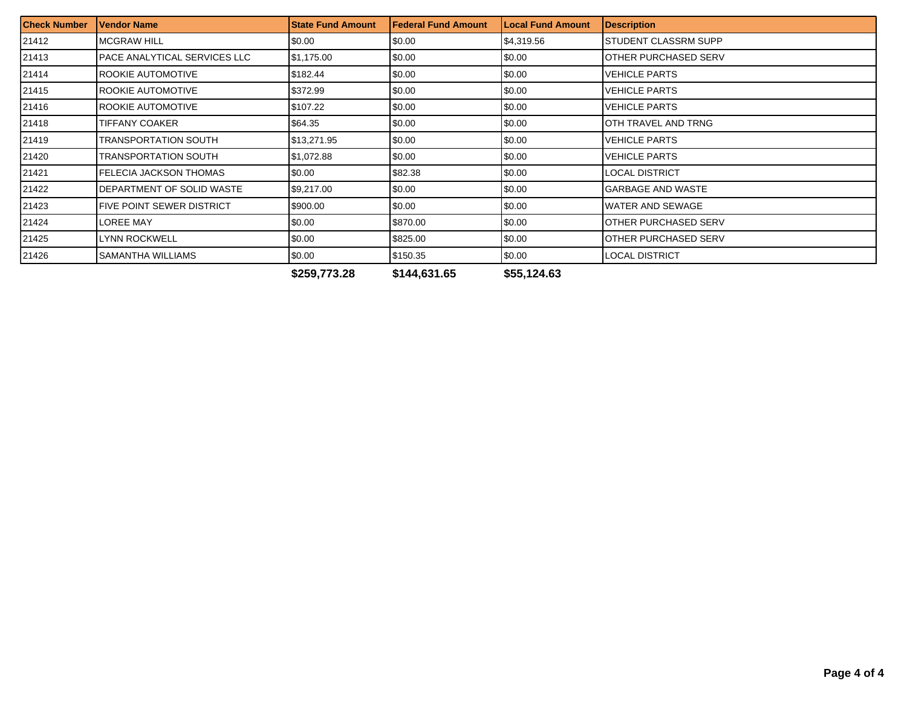| Check Number | Vendor Name | State Fund Amount | Federal Fund Amount | Local Fund Amount | Description |
|---|---|---|---|---|---|
| 21412 | MCGRAW HILL | $0.00 | $0.00 | $4,319.56 | STUDENT CLASSRM SUPP |
| 21413 | PACE ANALYTICAL SERVICES LLC | $1,175.00 | $0.00 | $0.00 | OTHER PURCHASED SERV |
| 21414 | ROOKIE AUTOMOTIVE | $182.44 | $0.00 | $0.00 | VEHICLE PARTS |
| 21415 | ROOKIE AUTOMOTIVE | $372.99 | $0.00 | $0.00 | VEHICLE PARTS |
| 21416 | ROOKIE AUTOMOTIVE | $107.22 | $0.00 | $0.00 | VEHICLE PARTS |
| 21418 | TIFFANY COAKER | $64.35 | $0.00 | $0.00 | OTH TRAVEL AND TRNG |
| 21419 | TRANSPORTATION SOUTH | $13,271.95 | $0.00 | $0.00 | VEHICLE PARTS |
| 21420 | TRANSPORTATION SOUTH | $1,072.88 | $0.00 | $0.00 | VEHICLE PARTS |
| 21421 | FELECIA JACKSON THOMAS | $0.00 | $82.38 | $0.00 | LOCAL DISTRICT |
| 21422 | DEPARTMENT OF SOLID WASTE | $9,217.00 | $0.00 | $0.00 | GARBAGE AND WASTE |
| 21423 | FIVE POINT SEWER DISTRICT | $900.00 | $0.00 | $0.00 | WATER AND SEWAGE |
| 21424 | LOREE MAY | $0.00 | $870.00 | $0.00 | OTHER PURCHASED SERV |
| 21425 | LYNN ROCKWELL | $0.00 | $825.00 | $0.00 | OTHER PURCHASED SERV |
| 21426 | SAMANTHA WILLIAMS | $0.00 | $150.35 | $0.00 | LOCAL DISTRICT |
| | | **$259,773.28** | **$144,631.65** | **$55,124.63** | |